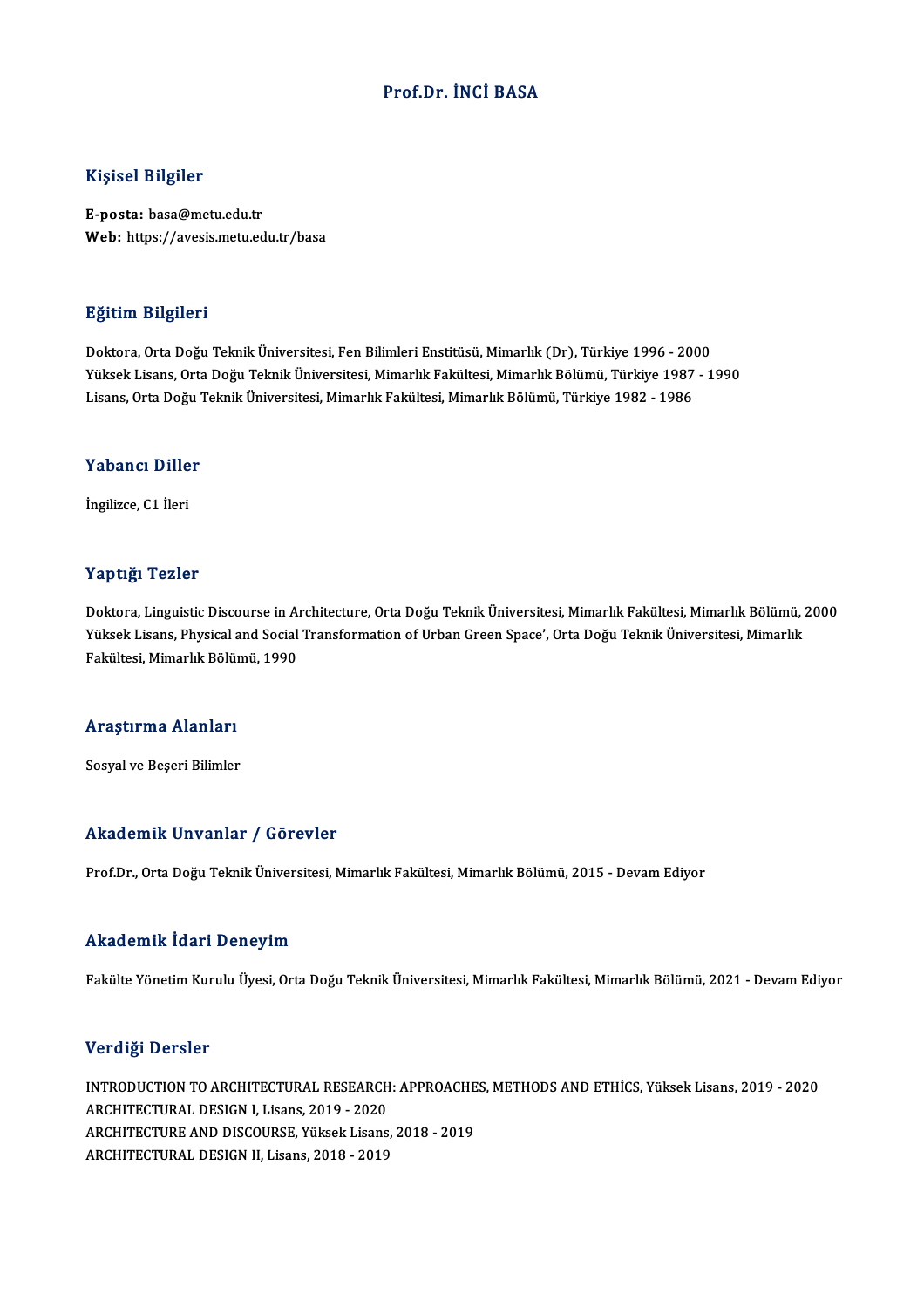# Prof.Dr. İNCİ BASA

## Kişisel Bilgiler

**E-posta:** basa@metu.edu.tr
**Web:** https://avesis.metu.edu.tr/basa

## Eğitim Bilgileri

Doktora, Orta Doğu Teknik Üniversitesi, Fen Bilimleri Enstitüsü, Mimarlık (Dr), Türkiye 1996 - 2000
Yüksek Lisans, Orta Doğu Teknik Üniversitesi, Mimarlık Fakültesi, Mimarlık Bölümü, Türkiye 1987 - 1990
Lisans, Orta Doğu Teknik Üniversitesi, Mimarlık Fakültesi, Mimarlık Bölümü, Türkiye 1982 - 1986

## Yabancı Diller

İngilizce, C1 İleri

## Yaptığı Tezler

Doktora, Linguistic Discourse in Architecture, Orta Doğu Teknik Üniversitesi, Mimarlık Fakültesi, Mimarlık Bölümü, 2000
Yüksek Lisans, Physical and Social Transformation of Urban Green Space', Orta Doğu Teknik Üniversitesi, Mimarlık Fakültesi, Mimarlık Bölümü, 1990

## Araştırma Alanları

Sosyal ve Beşeri Bilimler

## Akademik Unvanlar / Görevler

Prof.Dr., Orta Doğu Teknik Üniversitesi, Mimarlık Fakültesi, Mimarlık Bölümü, 2015 - Devam Ediyor

## Akademik İdari Deneyim

Fakülte Yönetim Kurulu Üyesi, Orta Doğu Teknik Üniversitesi, Mimarlık Fakültesi, Mimarlık Bölümü, 2021 - Devam Ediyor

## Verdiği Dersler

INTRODUCTION TO ARCHITECTURAL RESEARCH: APPROACHES, METHODS AND ETHİCS, Yüksek Lisans, 2019 - 2020
ARCHITECTURAL DESIGN I, Lisans, 2019 - 2020
ARCHITECTURE AND DISCOURSE, Yüksek Lisans, 2018 - 2019
ARCHITECTURAL DESIGN II, Lisans, 2018 - 2019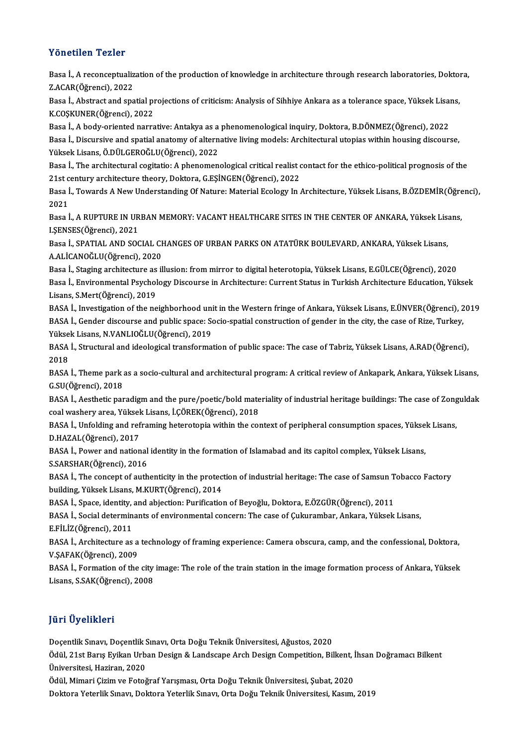## Yönetilen Tezler

Basa İ., A reconceptualization of the production of knowledge in architecture through research laboratories, Doktora, Z.ACAR(Öğrenci), 2022

Basa İ., Abstract and spatial projections of criticism: Analysis of Sihhiye Ankara as a tolerance space, Yüksek Lisans, K.COŞKUNER(Öğrenci), 2022

Basa İ., A body-oriented narrative: Antakya as a phenomenological inquiry, Doktora, B.DÖNMEZ(Öğrenci), 2022

Basa İ., Discursive and spatial anatomy of alternative living models: Architectural utopias within housing discourse, Yüksek Lisans, Ö.DÜLGEROĞLU(Öğrenci), 2022

Basa İ., The architectural cogitatio: A phenomenological critical realist contact for the ethico-political prognosis of the 21st century architecture theory, Doktora, G.EŞİNGEN(Öğrenci), 2022

Basa İ., Towards A New Understanding Of Nature: Material Ecology In Architecture, Yüksek Lisans, B.ÖZDEMİR(Öğrenci), 2021

Basa İ., A RUPTURE IN URBAN MEMORY: VACANT HEALTHCARE SITES IN THE CENTER OF ANKARA, Yüksek Lisans, I.ŞENSES(Öğrenci), 2021

Basa İ., SPATIAL AND SOCIAL CHANGES OF URBAN PARKS ON ATATÜRK BOULEVARD, ANKARA, Yüksek Lisans, A.ALİCANOĞLU(Öğrenci), 2020

Basa İ., Staging architecture as illusion: from mirror to digital heterotopia, Yüksek Lisans, E.GÜLCE(Öğrenci), 2020

Basa İ., Environmental Psychology Discourse in Architecture: Current Status in Turkish Architecture Education, Yüksek Lisans, S.Mert(Öğrenci), 2019

BASA İ., Investigation of the neighborhood unit in the Western fringe of Ankara, Yüksek Lisans, E.ÜNVER(Öğrenci), 2019

BASA İ., Gender discourse and public space: Socio-spatial construction of gender in the city, the case of Rize, Turkey, Yüksek Lisans, N.VANLIOĞLU(Öğrenci), 2019

BASA İ., Structural and ideological transformation of public space: The case of Tabriz, Yüksek Lisans, A.RAD(Öğrenci), 2018

BASA İ., Theme park as a socio-cultural and architectural program: A critical review of Ankapark, Ankara, Yüksek Lisans, G.SU(Öğrenci), 2018

BASA İ., Aesthetic paradigm and the pure/poetic/bold materiality of industrial heritage buildings: The case of Zonguldak coal washery area, Yüksek Lisans, İ.ÇÖREK(Öğrenci), 2018

BASA İ., Unfolding and reframing heterotopia within the context of peripheral consumption spaces, Yüksek Lisans, D.HAZAL(Öğrenci), 2017

BASA İ., Power and national identity in the formation of Islamabad and its capitol complex, Yüksek Lisans, S.SARSHAR(Öğrenci), 2016

BASA İ., The concept of authenticity in the protection of industrial heritage: The case of Samsun Tobacco Factory building, Yüksek Lisans, M.KURT(Öğrenci), 2014

BASA İ., Space, identity, and abjection: Purification of Beyoğlu, Doktora, E.ÖZGÜR(Öğrenci), 2011

BASA İ., Social determinants of environmental concern: The case of Çukurambar, Ankara, Yüksek Lisans, E.FİLİZ(Öğrenci), 2011

BASA İ., Architecture as a technology of framing experience: Camera obscura, camp, and the confessional, Doktora, V.ŞAFAK(Öğrenci), 2009

BASA İ., Formation of the city image: The role of the train station in the image formation process of Ankara, Yüksek Lisans, S.SAK(Öğrenci), 2008

## Jüri Üyelikleri

Doçentlik Sınavı, Doçentlik Sınavı, Orta Doğu Teknik Üniversitesi, Ağustos, 2020

Ödül, 21st Barış Eyikan Urban Design & Landscape Arch Design Competition, Bilkent, İhsan Doğramacı Bilkent Üniversitesi, Haziran, 2020

Ödül, Mimari Çizim ve Fotoğraf Yarışması, Orta Doğu Teknik Üniversitesi, Şubat, 2020

Doktora Yeterlik Sınavı, Doktora Yeterlik Sınavı, Orta Doğu Teknik Üniversitesi, Kasım, 2019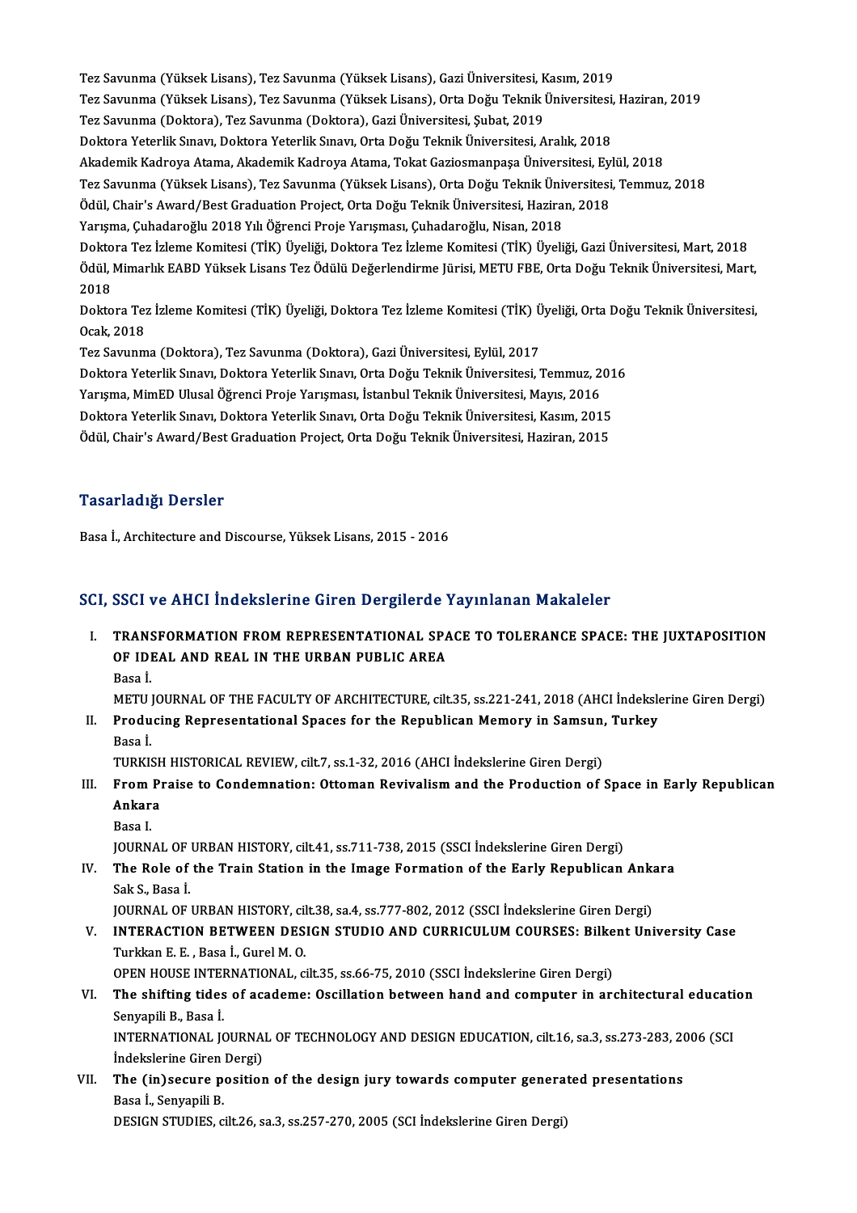Tez Savunma (Yüksek Lisans), Tez Savunma (Yüksek Lisans), Gazi Üniversitesi, Kasım, 2019
Tez Savunma (Yüksek Lisans), Tez Savunma (Yüksek Lisans), Orta Doğu Teknik Üniversitesi, Haziran, 2019
Tez Savunma (Doktora), Tez Savunma (Doktora), Gazi Üniversitesi, Şubat, 2019
Doktora Yeterlik Sınavı, Doktora Yeterlik Sınavı, Orta Doğu Teknik Üniversitesi, Aralık, 2018
Akademik Kadroya Atama, Akademik Kadroya Atama, Tokat Gaziosmanpaşa Üniversitesi, Eylül, 2018
Tez Savunma (Yüksek Lisans), Tez Savunma (Yüksek Lisans), Orta Doğu Teknik Üniversitesi, Temmuz, 2018
Ödül, Chair's Award/Best Graduation Project, Orta Doğu Teknik Üniversitesi, Haziran, 2018
Yarışma, Çuhadaroğlu 2018 Yılı Öğrenci Proje Yarışması, Çuhadaroğlu, Nisan, 2018
Doktora Tez İzleme Komitesi (TİK) Üyeliği, Doktora Tez İzleme Komitesi (TİK) Üyeliği, Gazi Üniversitesi, Mart, 2018
Ödül, Mimarlık EABD Yüksek Lisans Tez Ödülü Değerlendirme Jürisi, METU FBE, Orta Doğu Teknik Üniversitesi, Mart, 2018
Doktora Tez İzleme Komitesi (TİK) Üyeliği, Doktora Tez İzleme Komitesi (TİK) Üyeliği, Orta Doğu Teknik Üniversitesi, Ocak, 2018
Tez Savunma (Doktora), Tez Savunma (Doktora), Gazi Üniversitesi, Eylül, 2017
Doktora Yeterlik Sınavı, Doktora Yeterlik Sınavı, Orta Doğu Teknik Üniversitesi, Temmuz, 2016
Yarışma, MimED Ulusal Öğrenci Proje Yarışması, İstanbul Teknik Üniversitesi, Mayıs, 2016
Doktora Yeterlik Sınavı, Doktora Yeterlik Sınavı, Orta Doğu Teknik Üniversitesi, Kasım, 2015
Ödül, Chair's Award/Best Graduation Project, Orta Doğu Teknik Üniversitesi, Haziran, 2015

## Tasarladığı Dersler

Basa İ., Architecture and Discourse, Yüksek Lisans, 2015 - 2016

## SCI, SSCI ve AHCI İndekslerine Giren Dergilerde Yayınlanan Makaleler

I. **TRANSFORMATION FROM REPRESENTATIONAL SPACE TO TOLERANCE SPACE: THE JUXTAPOSITION OF IDEAL AND REAL IN THE URBAN PUBLIC AREA**
Basa İ.
METU JOURNAL OF THE FACULTY OF ARCHITECTURE, cilt.35, ss.221-241, 2018 (AHCI İndekslerine Giren Dergi)

II. **Producing Representational Spaces for the Republican Memory in Samsun, Turkey**
Basa İ.
TURKISH HISTORICAL REVIEW, cilt.7, ss.1-32, 2016 (AHCI İndekslerine Giren Dergi)

III. **From Praise to Condemnation: Ottoman Revivalism and the Production of Space in Early Republican Ankara**
Basa I.
JOURNAL OF URBAN HISTORY, cilt.41, ss.711-738, 2015 (SSCI İndekslerine Giren Dergi)

IV. **The Role of the Train Station in the Image Formation of the Early Republican Ankara**
Sak S., Basa İ.
JOURNAL OF URBAN HISTORY, cilt.38, sa.4, ss.777-802, 2012 (SSCI İndekslerine Giren Dergi)

V. **INTERACTION BETWEEN DESIGN STUDIO AND CURRICULUM COURSES: Bilkent University Case**
Turkkan E. E. , Basa İ., Gurel M. O.
OPEN HOUSE INTERNATIONAL, cilt.35, ss.66-75, 2010 (SSCI İndekslerine Giren Dergi)

VI. **The shifting tides of academe: Oscillation between hand and computer in architectural education**
Senyapili B., Basa İ.
INTERNATIONAL JOURNAL OF TECHNOLOGY AND DESIGN EDUCATION, cilt.16, sa.3, ss.273-283, 2006 (SCI İndekslerine Giren Dergi)

VII. **The (in)secure position of the design jury towards computer generated presentations**
Basa İ., Senyapili B.
DESIGN STUDIES, cilt.26, sa.3, ss.257-270, 2005 (SCI İndekslerine Giren Dergi)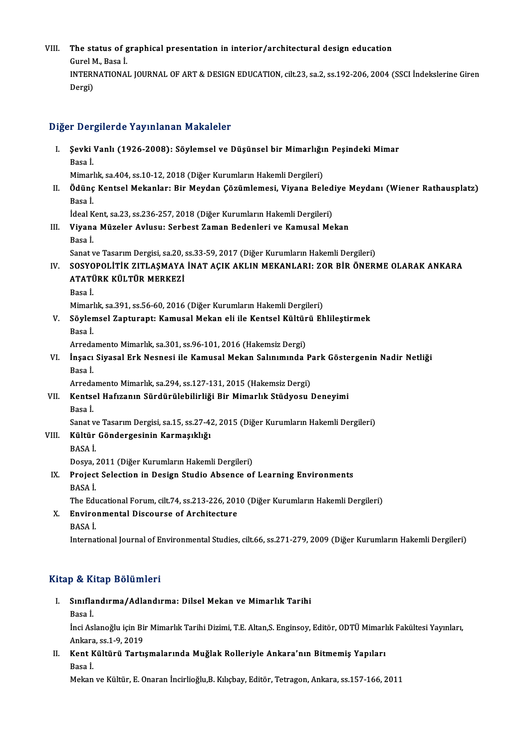VIII. **The status of graphical presentation in interior/architectural design education**
Gurel M., Basa İ.
INTERNATIONAL JOURNAL OF ART & DESIGN EDUCATION, cilt.23, sa.2, ss.192-206, 2004 (SSCI İndekslerine Giren Dergi)

## Diğer Dergilerde Yayınlanan Makaleler

I. **Şevki Vanlı (1926-2008): Söylemsel ve Düşünsel bir Mimarlığın Peşindeki Mimar**
Basa İ.
Mimarlık, sa.404, ss.10-12, 2018 (Diğer Kurumların Hakemli Dergileri)

II. **Ödünç Kentsel Mekanlar: Bir Meydan Çözümlemesi, Viyana Belediye Meydanı (Wiener Rathausplatz)**
Basa İ.
İdeal Kent, sa.23, ss.236-257, 2018 (Diğer Kurumların Hakemli Dergileri)

III. **Viyana Müzeler Avlusu: Serbest Zaman Bedenleri ve Kamusal Mekan**
Basa İ.
Sanat ve Tasarım Dergisi, sa.20, ss.33-59, 2017 (Diğer Kurumların Hakemli Dergileri)

IV. **SOSYOPOLİTİK ZITLAŞMAYA İNAT AÇIK AKLIN MEKANLARI: ZOR BİR ÖNERME OLARAK ANKARA ATATÜRK KÜLTÜR MERKEZİ**
Basa İ.
Mimarlık, sa.391, ss.56-60, 2016 (Diğer Kurumların Hakemli Dergileri)

V. **Söylemsel Zapturapt: Kamusal Mekan eli ile Kentsel Kültürü Ehlileştirmek**
Basa İ.
Arredamento Mimarlık, sa.301, ss.96-101, 2016 (Hakemsiz Dergi)

VI. **İnşacı Siyasal Erk Nesnesi ile Kamusal Mekan Salınımında Park Göstergenin Nadir Netliği**
Basa İ.
Arredamento Mimarlık, sa.294, ss.127-131, 2015 (Hakemsiz Dergi)

VII. **Kentsel Hafızanın Sürdürülebilirliği Bir Mimarlık Stüdyosu Deneyimi**
Basa İ.
Sanat ve Tasarım Dergisi, sa.15, ss.27-42, 2015 (Diğer Kurumların Hakemli Dergileri)

VIII. **Kültür Göndergesinin Karmaşıklığı**
BASA İ.
Dosya, 2011 (Diğer Kurumların Hakemli Dergileri)

IX. **Project Selection in Design Studio Absence of Learning Environments**
BASA İ.
The Educational Forum, cilt.74, ss.213-226, 2010 (Diğer Kurumların Hakemli Dergileri)

X. **Environmental Discourse of Architecture**
BASA İ.
International Journal of Environmental Studies, cilt.66, ss.271-279, 2009 (Diğer Kurumların Hakemli Dergileri)

## Kitap & Kitap Bölümleri

I. **Sınıflandırma/Adlandırma: Dilsel Mekan ve Mimarlık Tarihi**
Basa İ.
İnci Aslanoğlu için Bir Mimarlık Tarihi Dizimi, T.E. Altan,S. Enginsoy, Editör, ODTÜ Mimarlık Fakültesi Yayınları, Ankara, ss.1-9, 2019

II. **Kent Kültürü Tartışmalarında Muğlak Rolleriyle Ankara'nın Bitmemiş Yapıları**
Basa İ.
Mekan ve Kültür, E. Onaran İncirlioğlu,B. Kılıçbay, Editör, Tetragon, Ankara, ss.157-166, 2011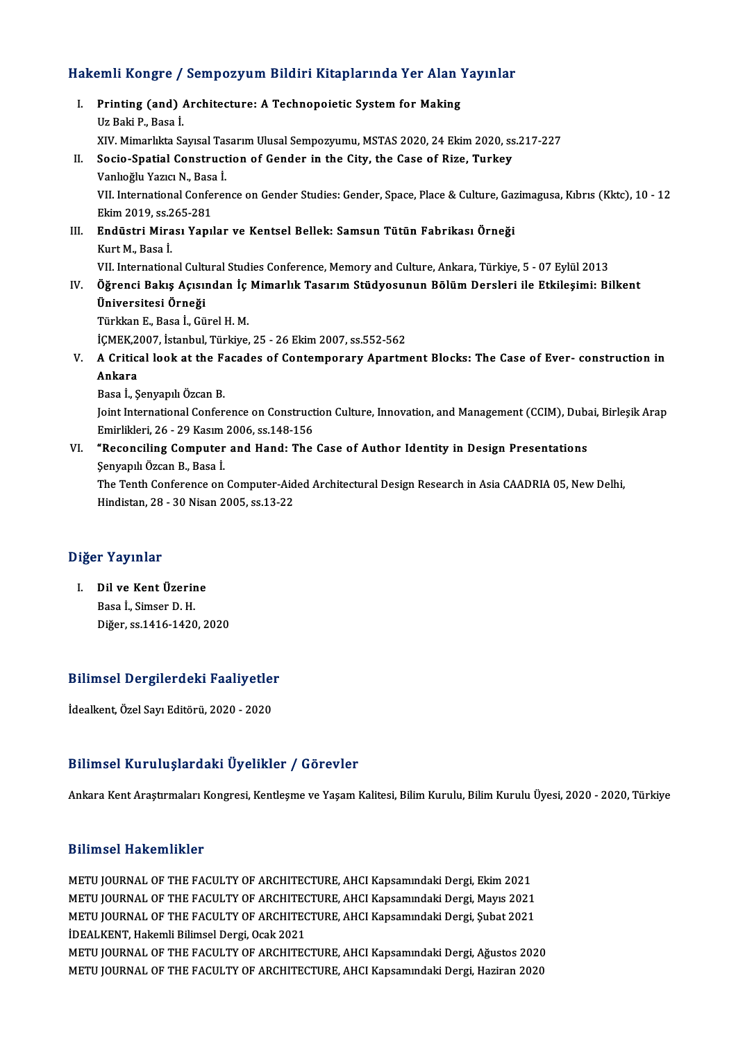## Hakemli Kongre / Sempozyum Bildiri Kitaplarında Yer Alan Yayınlar

I. **Printing (and) Architecture: A Technopoietic System for Making**
   Uz Baki P., Basa İ.
   XIV. Mimarlıkta Sayısal Tasarım Ulusal Sempozyumu, MSTAS 2020, 24 Ekim 2020, ss.217-227

II. **Socio-Spatial Construction of Gender in the City, the Case of Rize, Turkey**
   Vanlıoğlu Yazıcı N., Basa İ.
   VII. International Conference on Gender Studies: Gender, Space, Place & Culture, Gazimagusa, Kıbrıs (Kktc), 10 - 12 Ekim 2019, ss.265-281

III. **Endüstri Mirası Yapılar ve Kentsel Bellek: Samsun Tütün Fabrikası Örneği**
   Kurt M., Basa İ.
   VII. International Cultural Studies Conference, Memory and Culture, Ankara, Türkiye, 5 - 07 Eylül 2013

IV. **Öğrenci Bakış Açısından İç Mimarlık Tasarım Stüdyosunun Bölüm Dersleri ile Etkileşimi: Bilkent Üniversitesi Örneği**
   Türkkan E., Basa İ., Gürel H. M.
   İÇMEK,2007, İstanbul, Türkiye, 25 - 26 Ekim 2007, ss.552-562

V. **A Critical look at the Facades of Contemporary Apartment Blocks: The Case of Ever- construction in Ankara**
   Basa İ., Şenyapılı Özcan B.
   Joint International Conference on Construction Culture, Innovation, and Management (CCIM), Dubai, Birleşik Arap Emirlikleri, 26 - 29 Kasım 2006, ss.148-156

VI. **"Reconciling Computer and Hand: The Case of Author Identity in Design Presentations**
   Şenyapılı Özcan B., Basa İ.
   The Tenth Conference on Computer-Aided Architectural Design Research in Asia CAADRIA 05, New Delhi, Hindistan, 28 - 30 Nisan 2005, ss.13-22

## Diğer Yayınlar

I. **Dil ve Kent Üzerine**
   Basa İ., Simser D. H.
   Diğer, ss.1416-1420, 2020

## Bilimsel Dergilerdeki Faaliyetler

İdealkent, Özel Sayı Editörü, 2020 - 2020

## Bilimsel Kuruluşlardaki Üyelikler / Görevler

Ankara Kent Araştırmaları Kongresi, Kentleşme ve Yaşam Kalitesi, Bilim Kurulu, Bilim Kurulu Üyesi, 2020 - 2020, Türkiye

## Bilimsel Hakemlikler

METU JOURNAL OF THE FACULTY OF ARCHITECTURE, AHCI Kapsamındaki Dergi, Ekim 2021
METU JOURNAL OF THE FACULTY OF ARCHITECTURE, AHCI Kapsamındaki Dergi, Mayıs 2021
METU JOURNAL OF THE FACULTY OF ARCHITECTURE, AHCI Kapsamındaki Dergi, Şubat 2021
İDEALKENT, Hakemli Bilimsel Dergi, Ocak 2021
METU JOURNAL OF THE FACULTY OF ARCHITECTURE, AHCI Kapsamındaki Dergi, Ağustos 2020
METU JOURNAL OF THE FACULTY OF ARCHITECTURE, AHCI Kapsamındaki Dergi, Haziran 2020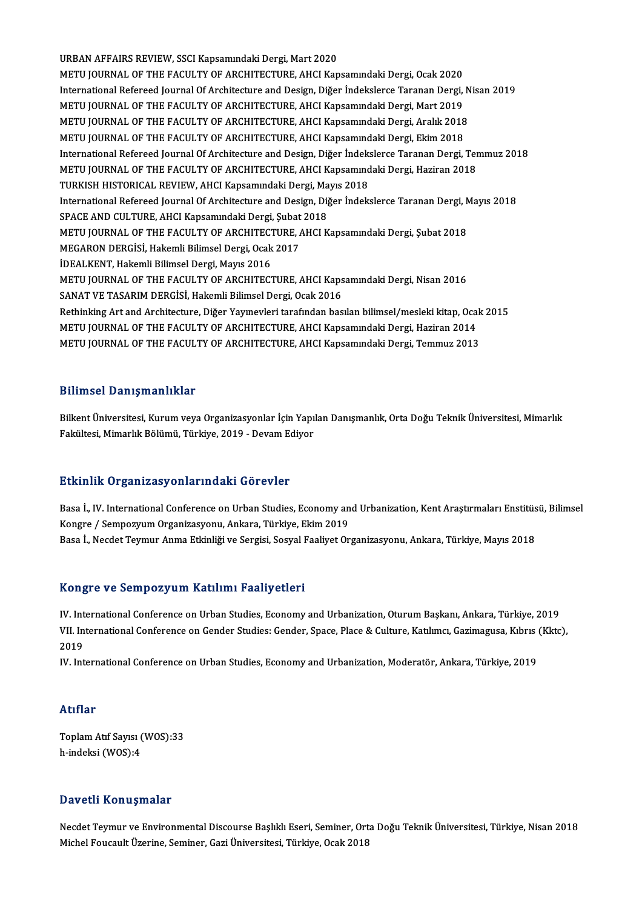URBAN AFFAIRS REVIEW, SSCI Kapsamındaki Dergi, Mart 2020
METU JOURNAL OF THE FACULTY OF ARCHITECTURE, AHCI Kapsamındaki Dergi, Ocak 2020
International Refereed Journal Of Architecture and Design, Diğer İndekslerce Taranan Dergi, Nisan 2019
METU JOURNAL OF THE FACULTY OF ARCHITECTURE, AHCI Kapsamındaki Dergi, Mart 2019
METU JOURNAL OF THE FACULTY OF ARCHITECTURE, AHCI Kapsamındaki Dergi, Aralık 2018
METU JOURNAL OF THE FACULTY OF ARCHITECTURE, AHCI Kapsamındaki Dergi, Ekim 2018
International Refereed Journal Of Architecture and Design, Diğer İndekslerce Taranan Dergi, Temmuz 2018
METU JOURNAL OF THE FACULTY OF ARCHITECTURE, AHCI Kapsamındaki Dergi, Haziran 2018
TURKISH HISTORICAL REVIEW, AHCI Kapsamındaki Dergi, Mayıs 2018
International Refereed Journal Of Architecture and Design, Diğer İndekslerce Taranan Dergi, Mayıs 2018
SPACE AND CULTURE, AHCI Kapsamındaki Dergi, Şubat 2018
METU JOURNAL OF THE FACULTY OF ARCHITECTURE, AHCI Kapsamındaki Dergi, Şubat 2018
MEGARON DERGİSİ, Hakemli Bilimsel Dergi, Ocak 2017
İDEALKENT, Hakemli Bilimsel Dergi, Mayıs 2016
METU JOURNAL OF THE FACULTY OF ARCHITECTURE, AHCI Kapsamındaki Dergi, Nisan 2016
SANAT VE TASARIM DERGİSİ, Hakemli Bilimsel Dergi, Ocak 2016
Rethinking Art and Architecture, Diğer Yayınevleri tarafından basılan bilimsel/mesleki kitap, Ocak 2015
METU JOURNAL OF THE FACULTY OF ARCHITECTURE, AHCI Kapsamındaki Dergi, Haziran 2014
METU JOURNAL OF THE FACULTY OF ARCHITECTURE, AHCI Kapsamındaki Dergi, Temmuz 2013

## Bilimsel Danışmanlıklar

Bilkent Üniversitesi, Kurum veya Organizasyonlar İçin Yapılan Danışmanlık, Orta Doğu Teknik Üniversitesi, Mimarlık Fakültesi, Mimarlık Bölümü, Türkiye, 2019 - Devam Ediyor

## Etkinlik Organizasyonlarındaki Görevler

Basa İ., IV. International Conference on Urban Studies, Economy and Urbanization, Kent Araştırmaları Enstitüsü, Bilimsel Kongre / Sempozyum Organizasyonu, Ankara, Türkiye, Ekim 2019
Basa İ., Necdet Teymur Anma Etkinliği ve Sergisi, Sosyal Faaliyet Organizasyonu, Ankara, Türkiye, Mayıs 2018

## Kongre ve Sempozyum Katılımı Faaliyetleri

IV. International Conference on Urban Studies, Economy and Urbanization, Oturum Başkanı, Ankara, Türkiye, 2019
VII. International Conference on Gender Studies: Gender, Space, Place & Culture, Katılımcı, Gazimagusa, Kıbrıs (Kktc), 2019
IV. International Conference on Urban Studies, Economy and Urbanization, Moderatör, Ankara, Türkiye, 2019

## Atıflar

Toplam Atıf Sayısı (WOS):33
h-indeksi (WOS):4

## Davetli Konuşmalar

Necdet Teymur ve Environmental Discourse Başlıklı Eseri, Seminer, Orta Doğu Teknik Üniversitesi, Türkiye, Nisan 2018
Michel Foucault Üzerine, Seminer, Gazi Üniversitesi, Türkiye, Ocak 2018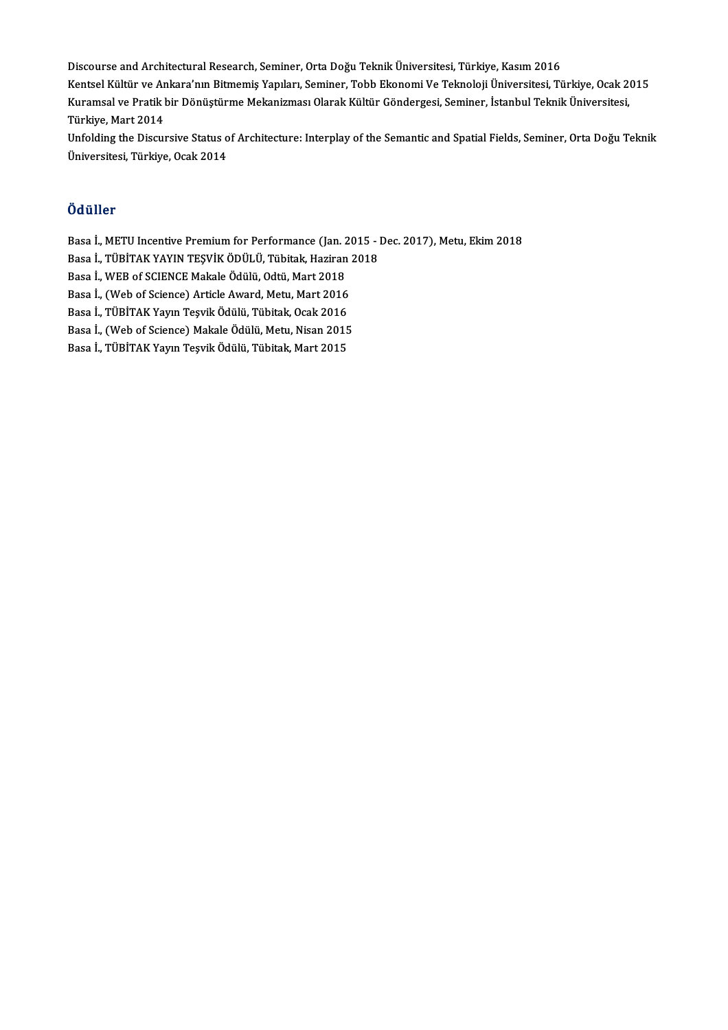Discourse and Architectural Research, Seminer, Orta Doğu Teknik Üniversitesi, Türkiye, Kasım 2016

Kentsel Kültür ve Ankara'nın Bitmemiş Yapıları, Seminer, Tobb Ekonomi Ve Teknoloji Üniversitesi, Türkiye, Ocak 2015

Kuramsal ve Pratik bir Dönüştürme Mekanizması Olarak Kültür Göndergesi, Seminer, İstanbul Teknik Üniversitesi, Türkiye, Mart 2014

Unfolding the Discursive Status of Architecture: Interplay of the Semantic and Spatial Fields, Seminer, Orta Doğu Teknik Üniversitesi, Türkiye, Ocak 2014

## Ödüller

Basa İ., METU Incentive Premium for Performance (Jan. 2015 - Dec. 2017), Metu, Ekim 2018

Basa İ., TÜBİTAK YAYIN TEŞVİK ÖDÜLÜ, Tübitak, Haziran 2018

Basa İ., WEB of SCIENCE Makale Ödülü, Odtü, Mart 2018

Basa İ., (Web of Science) Article Award, Metu, Mart 2016

Basa İ., TÜBİTAK Yayın Teşvik Ödülü, Tübitak, Ocak 2016

Basa İ., (Web of Science) Makale Ödülü, Metu, Nisan 2015

Basa İ., TÜBİTAK Yayın Teşvik Ödülü, Tübitak, Mart 2015